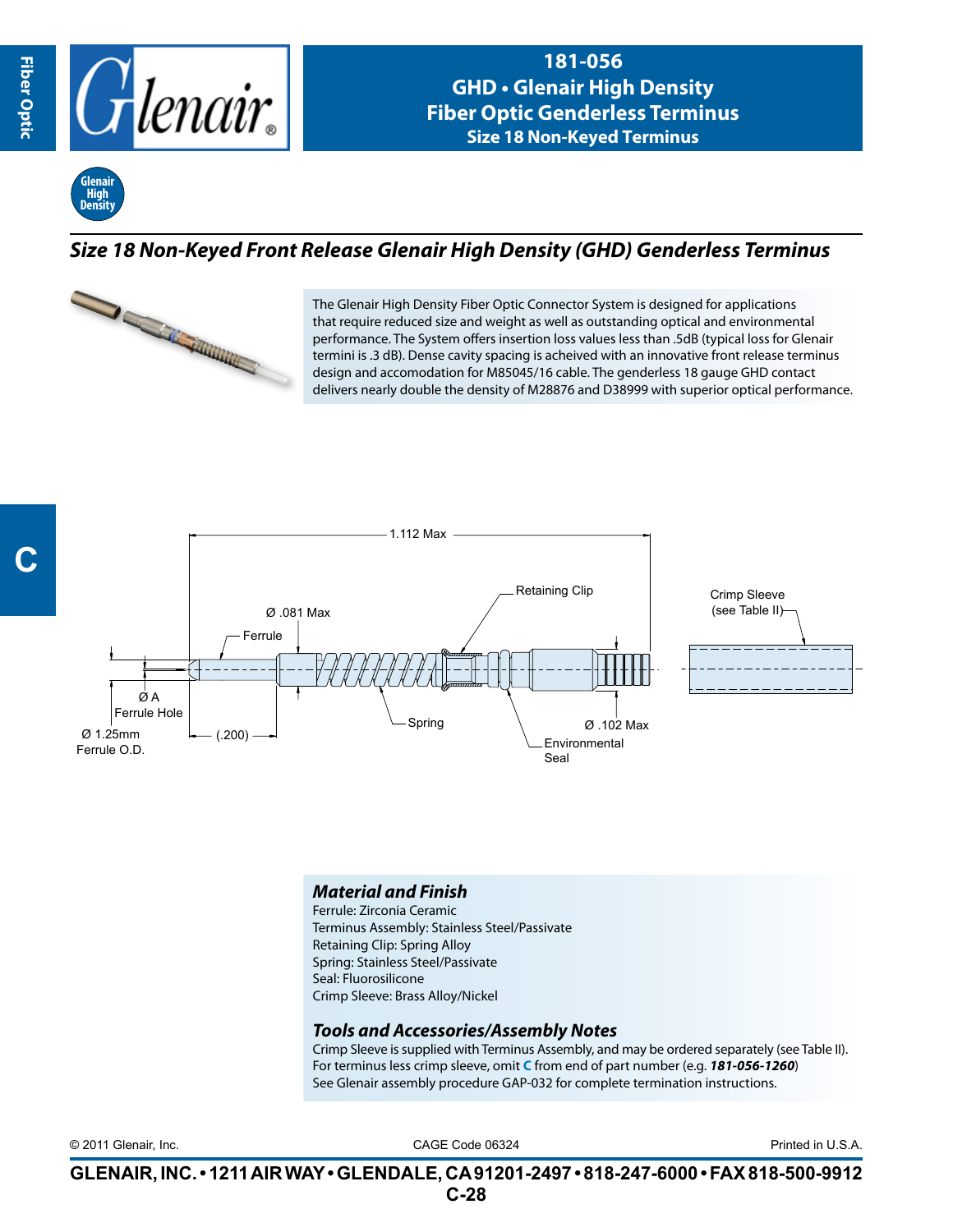# 181-056

## GHD • Glenair High Density Fiber Optic Genderless Terminus

### Size 18 Non-Keyed Terminus

## *Size 18 Non-Keyed Front Release Glenair High Density (GHD) Genderless Terminus*

The Glenair High Density Fiber Optic Connector System is designed for applications that require reduced size and weight as well as outstanding optical and environmental performance. The System offers insertion loss values less than .5dB (typical loss for Glenair termini is .3 dB). Dense cavity spacing is acheived with an innovative front release terminus design and accomodation for M85045/16 cable. The genderless 18 gauge GHD contact delivers nearly double the density of M28876 and D38999 with superior optical performance.

1.112 Max

Ø .081 Max

Ferrule

Retaining Clip

Crimp Sleeve (see Table II)

Ø A Ferrule Hole

Ø 1.25mm Ferrule O.D.

(.200)

Spring

Ø .102 Max

Environmental Seal

### *Material and Finish*

Ferrule: Zirconia Ceramic
Terminus Assembly: Stainless Steel/Passivate
Retaining Clip: Spring Alloy
Spring: Stainless Steel/Passivate
Seal: Fluorosilicone
Crimp Sleeve: Brass Alloy/Nickel

### *Tools and Accessories/Assembly Notes*

Crimp Sleeve is supplied with Terminus Assembly, and may be ordered separately (see Table II).
For terminus less crimp sleeve, omit **C** from end of part number (e.g. ***181-056-1260***)
See Glenair assembly procedure GAP-032 for complete termination instructions.

© 2011 Glenair, Inc. CAGE Code 06324 Printed in U.S.A.

**GLENAIR, INC. • 1211 AIR WAY • GLENDALE, CA 91201-2497 • 818-247-6000 • FAX 818-500-9912**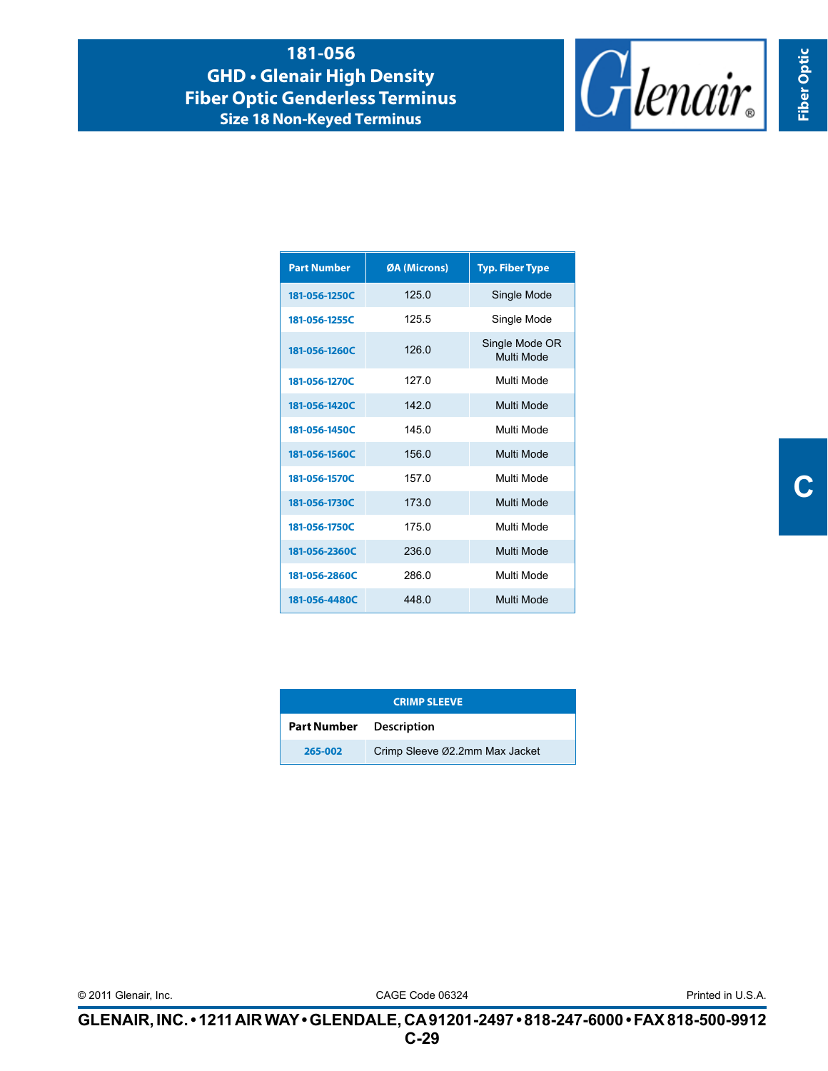# 181-056
## GHD • Glenair High Density
## Fiber Optic Genderless Terminus
### Size 18 Non-Keyed Terminus

| Part Number | ØA (Microns) | Typ. Fiber Type |
|---|---|---|
| 181-056-1250C | 125.0 | Single Mode |
| 181-056-1255C | 125.5 | Single Mode |
| 181-056-1260C | 126.0 | Single Mode OR Multi Mode |
| 181-056-1270C | 127.0 | Multi Mode |
| 181-056-1420C | 142.0 | Multi Mode |
| 181-056-1450C | 145.0 | Multi Mode |
| 181-056-1560C | 156.0 | Multi Mode |
| 181-056-1570C | 157.0 | Multi Mode |
| 181-056-1730C | 173.0 | Multi Mode |
| 181-056-1750C | 175.0 | Multi Mode |
| 181-056-2360C | 236.0 | Multi Mode |
| 181-056-2860C | 286.0 | Multi Mode |
| 181-056-4480C | 448.0 | Multi Mode |

| CRIMP SLEEVE | |
|---|---|
| **Part Number** | **Description** |
| 265-002 | Crimp Sleeve Ø2.2mm Max Jacket |

© 2011 Glenair, Inc. CAGE Code 06324 Printed in U.S.A.

**GLENAIR, INC. • 1211 AIR WAY • GLENDALE, CA 91201-2497 • 818-247-6000 • FAX 818-500-9912**